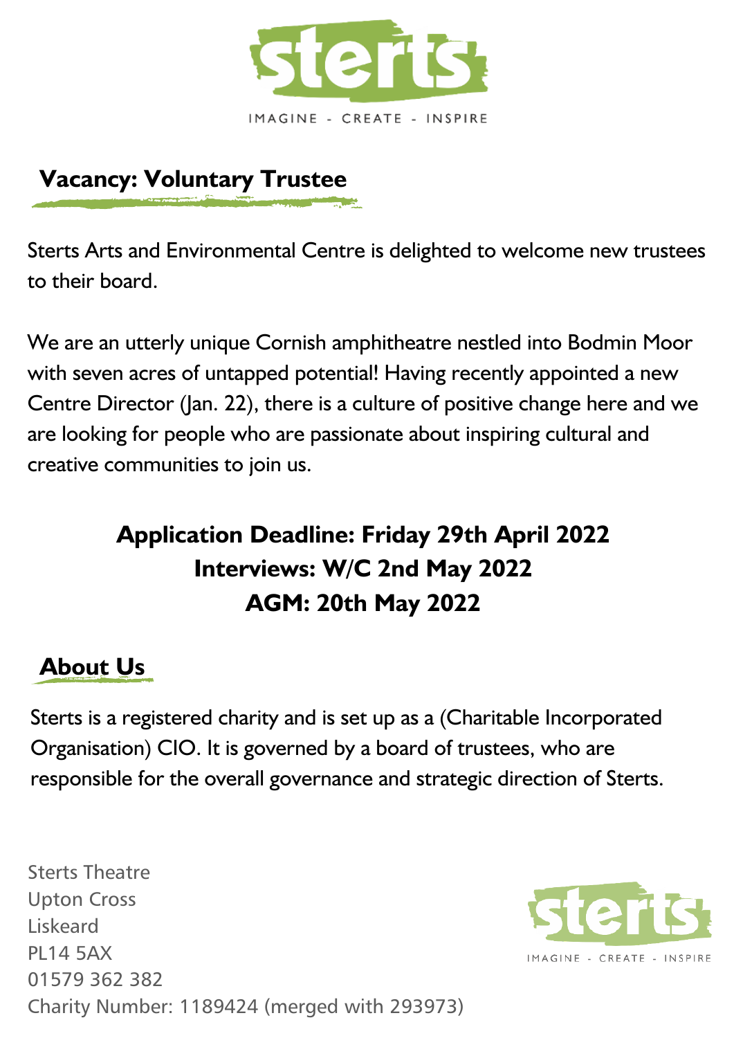sterts

IMAGINE - CREATE - INSPIRE

## Vacancy: Voluntary Trustee

Sterts Arts and Environmental Centre is delighted to welcome new trustees to their board.

We are an utterly unique Cornish amphitheatre nestled into Bodmin Moor with seven acres of untapped potential! Having recently appointed a new Centre Director (Jan. 22), there is a culture of positive change here and we are looking for people who are passionate about inspiring cultural and creative communities to join us.

**Application Deadline: Friday 29th April 2022**
**Interviews: W/C 2nd May 2022**
**AGM: 20th May 2022**

## About Us

Sterts is a registered charity and is set up as a (Charitable Incorporated Organisation) CIO. It is governed by a board of trustees, who are responsible for the overall governance and strategic direction of Sterts.

Sterts Theatre
Upton Cross
Liskeard
PL14 5AX
01579 362 382
Charity Number: 1189424 (merged with 293973)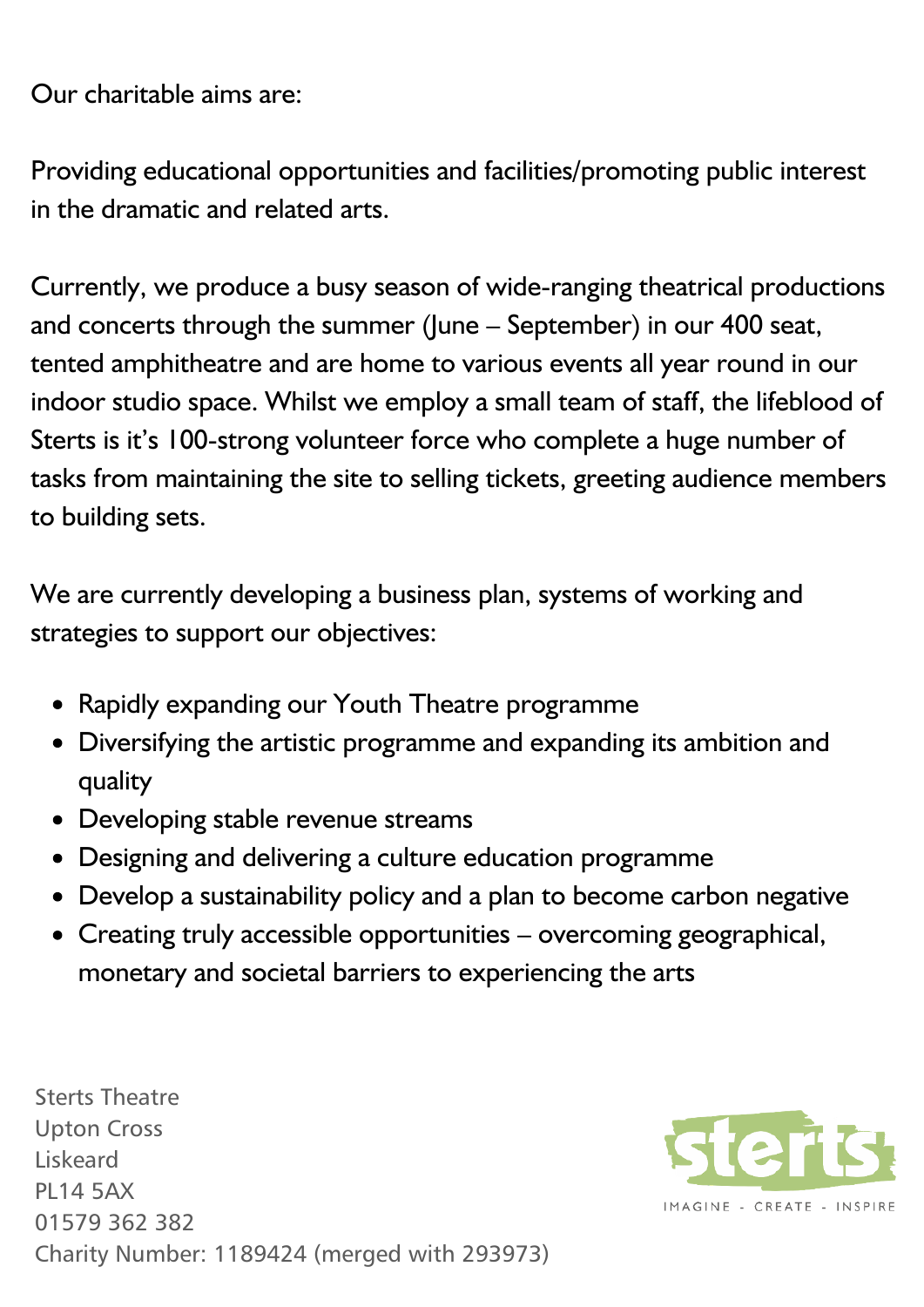Our charitable aims are:

Providing educational opportunities and facilities/promoting public interest in the dramatic and related arts.

Currently, we produce a busy season of wide-ranging theatrical productions and concerts through the summer (June – September) in our 400 seat, tented amphitheatre and are home to various events all year round in our indoor studio space. Whilst we employ a small team of staff, the lifeblood of Sterts is it's 100-strong volunteer force who complete a huge number of tasks from maintaining the site to selling tickets, greeting audience members to building sets.

We are currently developing a business plan, systems of working and strategies to support our objectives:

- Rapidly expanding our Youth Theatre programme
- Diversifying the artistic programme and expanding its ambition and quality
- Developing stable revenue streams
- Designing and delivering a culture education programme
- Develop a sustainability policy and a plan to become carbon negative
- Creating truly accessible opportunities – overcoming geographical, monetary and societal barriers to experiencing the arts

Sterts Theatre
Upton Cross
Liskeard
PL14 5AX
01579 362 382
Charity Number: 1189424 (merged with 293973)

sterts
IMAGINE - CREATE - INSPIRE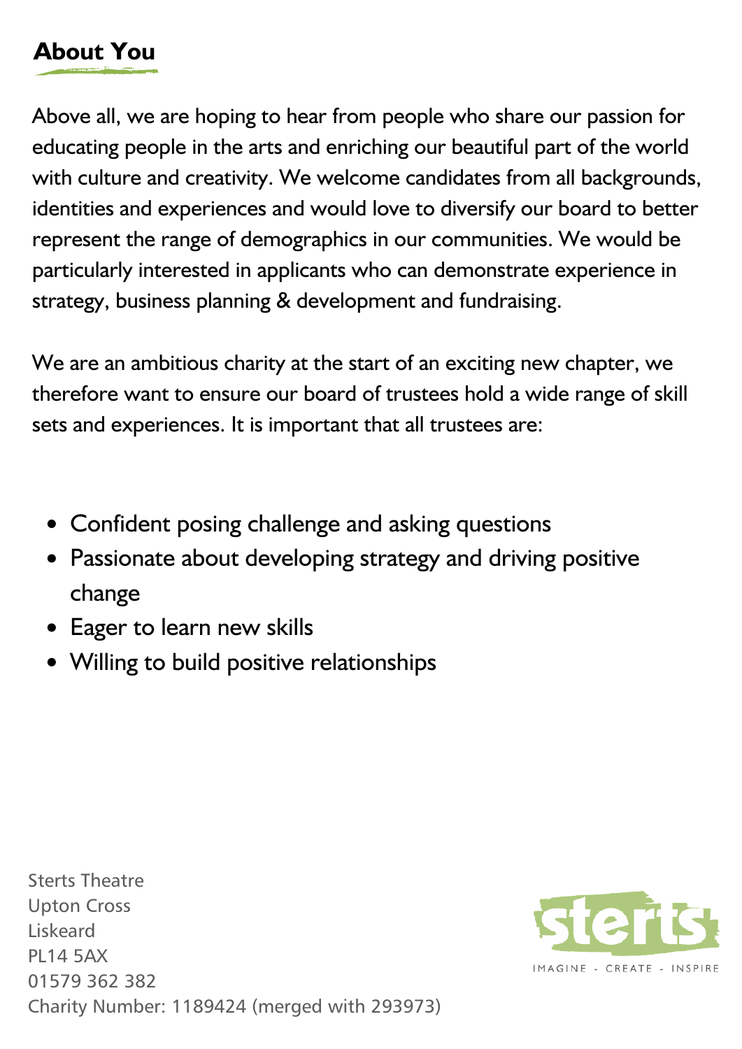## About You

Above all, we are hoping to hear from people who share our passion for educating people in the arts and enriching our beautiful part of the world with culture and creativity. We welcome candidates from all backgrounds, identities and experiences and would love to diversify our board to better represent the range of demographics in our communities. We would be particularly interested in applicants who can demonstrate experience in strategy, business planning & development and fundraising.

We are an ambitious charity at the start of an exciting new chapter, we therefore want to ensure our board of trustees hold a wide range of skill sets and experiences. It is important that all trustees are:

- Confident posing challenge and asking questions
- Passionate about developing strategy and driving positive change
- Eager to learn new skills
- Willing to build positive relationships

Sterts Theatre
Upton Cross
Liskeard
PL14 5AX
01579 362 382
Charity Number: 1189424 (merged with 293973)

sterts
IMAGINE - CREATE - INSPIRE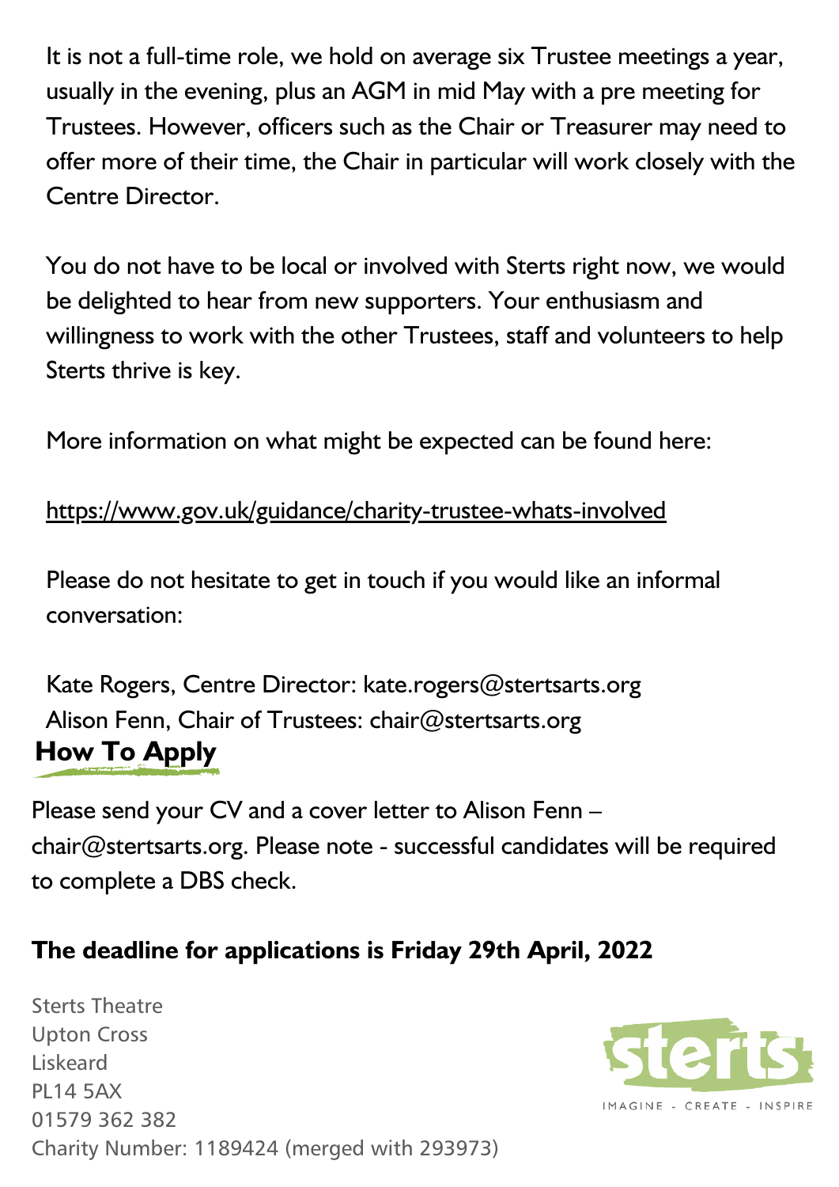It is not a full-time role, we hold on average six Trustee meetings a year, usually in the evening, plus an AGM in mid May with a pre meeting for Trustees. However, officers such as the Chair or Treasurer may need to offer more of their time, the Chair in particular will work closely with the Centre Director.

You do not have to be local or involved with Sterts right now, we would be delighted to hear from new supporters. Your enthusiasm and willingness to work with the other Trustees, staff and volunteers to help Sterts thrive is key.

More information on what might be expected can be found here:

https://www.gov.uk/guidance/charity-trustee-whats-involved

Please do not hesitate to get in touch if you would like an informal conversation:

Kate Rogers, Centre Director: kate.rogers@stertsarts.org
Alison Fenn, Chair of Trustees: chair@stertsarts.org

## How To Apply

Please send your CV and a cover letter to Alison Fenn – chair@stertsarts.org. Please note - successful candidates will be required to complete a DBS check.

**The deadline for applications is Friday 29th April, 2022**

Sterts Theatre
Upton Cross
Liskeard
PL14 5AX
01579 362 382
Charity Number: 1189424 (merged with 293973)

sterts
IMAGINE - CREATE - INSPIRE